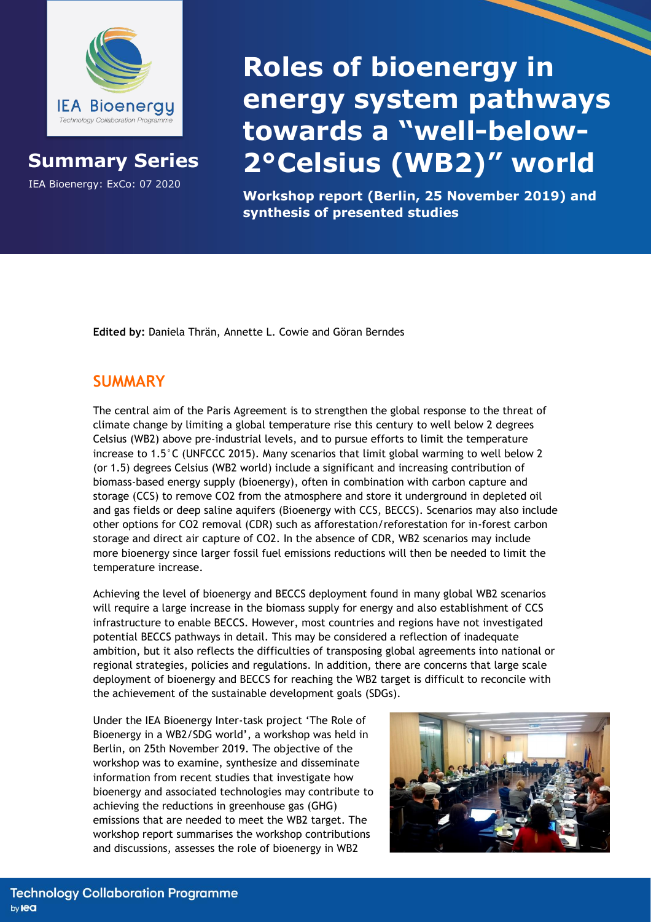IEA Bioenergy
Technology Collaboration Programme

**Summary Series**

IEA Bioenergy: ExCo: 07 2020

# Roles of bioenergy in energy system pathways towards a "well-below-2°Celsius (WB2)" world

**Workshop report (Berlin, 25 November 2019) and synthesis of presented studies**

**Edited by:** Daniela Thrän, Annette L. Cowie and Göran Berndes

## SUMMARY

The central aim of the Paris Agreement is to strengthen the global response to the threat of climate change by limiting a global temperature rise this century to well below 2 degrees Celsius (WB2) above pre-industrial levels, and to pursue efforts to limit the temperature increase to 1.5°C (UNFCCC 2015). Many scenarios that limit global warming to well below 2 (or 1.5) degrees Celsius (WB2 world) include a significant and increasing contribution of biomass-based energy supply (bioenergy), often in combination with carbon capture and storage (CCS) to remove CO2 from the atmosphere and store it underground in depleted oil and gas fields or deep saline aquifers (Bioenergy with CCS, BECCS). Scenarios may also include other options for CO2 removal (CDR) such as afforestation/reforestation for in-forest carbon storage and direct air capture of CO2. In the absence of CDR, WB2 scenarios may include more bioenergy since larger fossil fuel emissions reductions will then be needed to limit the temperature increase.

Achieving the level of bioenergy and BECCS deployment found in many global WB2 scenarios will require a large increase in the biomass supply for energy and also establishment of CCS infrastructure to enable BECCS. However, most countries and regions have not investigated potential BECCS pathways in detail. This may be considered a reflection of inadequate ambition, but it also reflects the difficulties of transposing global agreements into national or regional strategies, policies and regulations. In addition, there are concerns that large scale deployment of bioenergy and BECCS for reaching the WB2 target is difficult to reconcile with the achievement of the sustainable development goals (SDGs).

Under the IEA Bioenergy Inter-task project 'The Role of Bioenergy in a WB2/SDG world', a workshop was held in Berlin, on 25th November 2019. The objective of the workshop was to examine, synthesize and disseminate information from recent studies that investigate how bioenergy and associated technologies may contribute to achieving the reductions in greenhouse gas (GHG) emissions that are needed to meet the WB2 target. The workshop report summarises the workshop contributions and discussions, assesses the role of bioenergy in WB2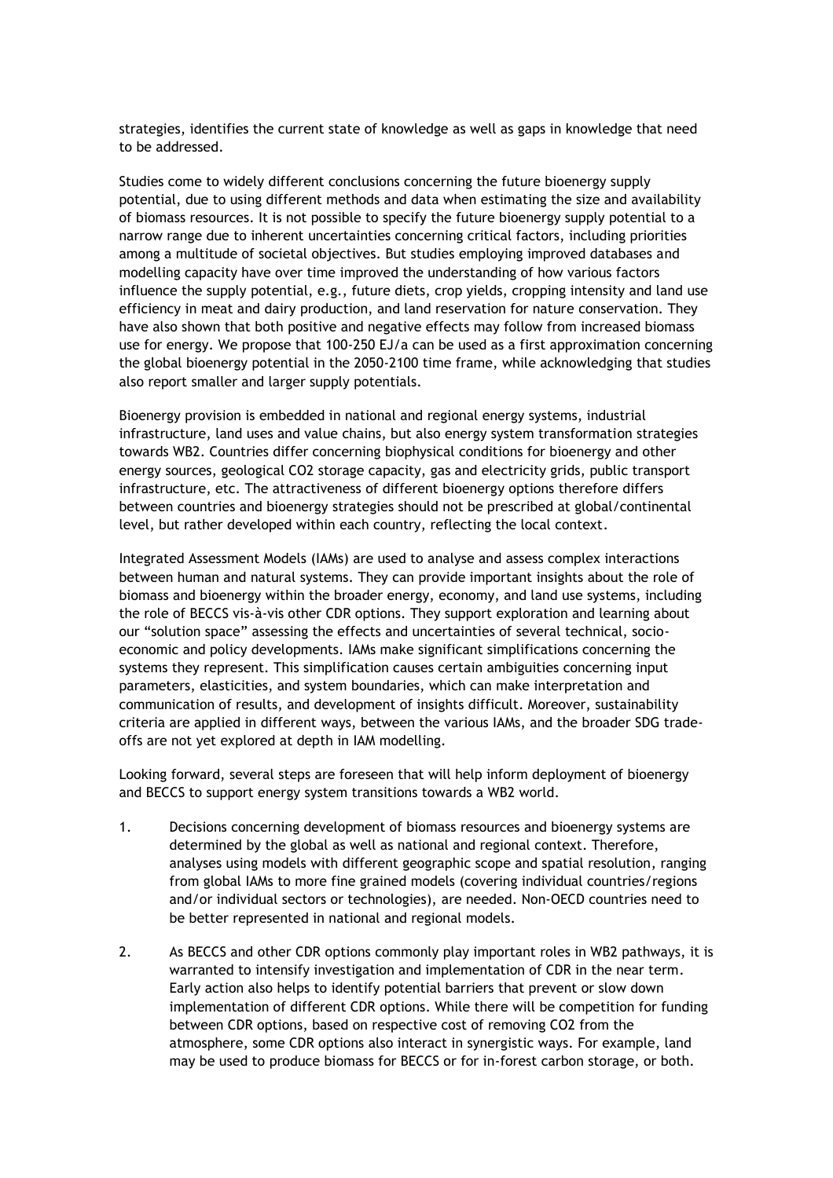strategies, identifies the current state of knowledge as well as gaps in knowledge that need to be addressed.

Studies come to widely different conclusions concerning the future bioenergy supply potential, due to using different methods and data when estimating the size and availability of biomass resources. It is not possible to specify the future bioenergy supply potential to a narrow range due to inherent uncertainties concerning critical factors, including priorities among a multitude of societal objectives. But studies employing improved databases and modelling capacity have over time improved the understanding of how various factors influence the supply potential, e.g., future diets, crop yields, cropping intensity and land use efficiency in meat and dairy production, and land reservation for nature conservation. They have also shown that both positive and negative effects may follow from increased biomass use for energy. We propose that 100-250 EJ/a can be used as a first approximation concerning the global bioenergy potential in the 2050-2100 time frame, while acknowledging that studies also report smaller and larger supply potentials.

Bioenergy provision is embedded in national and regional energy systems, industrial infrastructure, land uses and value chains, but also energy system transformation strategies towards WB2. Countries differ concerning biophysical conditions for bioenergy and other energy sources, geological $CO_2$ storage capacity, gas and electricity grids, public transport infrastructure, etc. The attractiveness of different bioenergy options therefore differs between countries and bioenergy strategies should not be prescribed at global/continental level, but rather developed within each country, reflecting the local context.

Integrated Assessment Models (IAMs) are used to analyse and assess complex interactions between human and natural systems. They can provide important insights about the role of biomass and bioenergy within the broader energy, economy, and land use systems, including the role of BECCS vis-à-vis other CDR options. They support exploration and learning about our "solution space" assessing the effects and uncertainties of several technical, socio-economic and policy developments. IAMs make significant simplifications concerning the systems they represent. This simplification causes certain ambiguities concerning input parameters, elasticities, and system boundaries, which can make interpretation and communication of results, and development of insights difficult. Moreover, sustainability criteria are applied in different ways, between the various IAMs, and the broader SDG trade-offs are not yet explored at depth in IAM modelling.

Looking forward, several steps are foreseen that will help inform deployment of bioenergy and BECCS to support energy system transitions towards a WB2 world.

1. Decisions concerning development of biomass resources and bioenergy systems are determined by the global as well as national and regional context. Therefore, analyses using models with different geographic scope and spatial resolution, ranging from global IAMs to more fine grained models (covering individual countries/regions and/or individual sectors or technologies), are needed. Non-OECD countries need to be better represented in national and regional models.

2. As BECCS and other CDR options commonly play important roles in WB2 pathways, it is warranted to intensify investigation and implementation of CDR in the near term. Early action also helps to identify potential barriers that prevent or slow down implementation of different CDR options. While there will be competition for funding between CDR options, based on respective cost of removing $CO_2$ from the atmosphere, some CDR options also interact in synergistic ways. For example, land may be used to produce biomass for BECCS or for in-forest carbon storage, or both.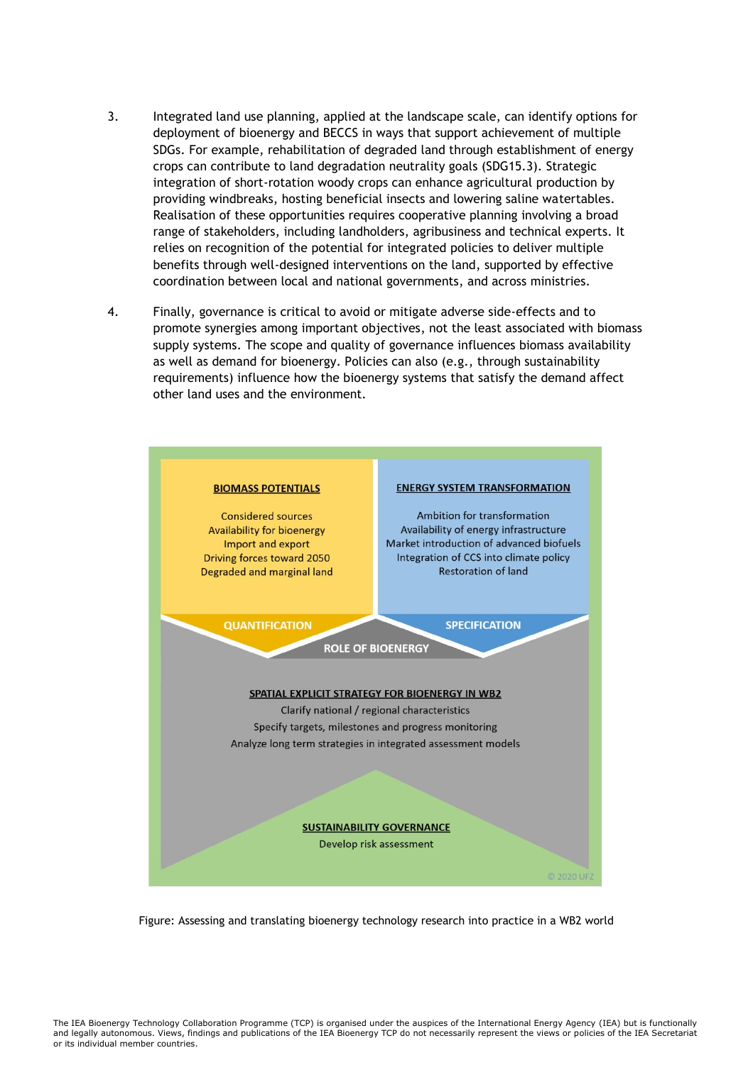3. Integrated land use planning, applied at the landscape scale, can identify options for deployment of bioenergy and BECCS in ways that support achievement of multiple SDGs. For example, rehabilitation of degraded land through establishment of energy crops can contribute to land degradation neutrality goals (SDG15.3). Strategic integration of short-rotation woody crops can enhance agricultural production by providing windbreaks, hosting beneficial insects and lowering saline watertables. Realisation of these opportunities requires cooperative planning involving a broad range of stakeholders, including landholders, agribusiness and technical experts. It relies on recognition of the potential for integrated policies to deliver multiple benefits through well-designed interventions on the land, supported by effective coordination between local and national governments, and across ministries.

4. Finally, governance is critical to avoid or mitigate adverse side-effects and to promote synergies among important objectives, not the least associated with biomass supply systems. The scope and quality of governance influences biomass availability as well as demand for bioenergy. Policies can also (e.g., through sustainability requirements) influence how the bioenergy systems that satisfy the demand affect other land uses and the environment.

BIOMASS POTENTIALS

Considered sources
Availability for bioenergy
Import and export
Driving forces toward 2050
Degraded and marginal land

ENERGY SYSTEM TRANSFORMATION

Ambition for transformation
Availability of energy infrastructure
Market introduction of advanced biofuels
Integration of CCS into climate policy
Restoration of land

QUANTIFICATION

SPECIFICATION

ROLE OF BIOENERGY

SPATIAL EXPLICIT STRATEGY FOR BIOENERGY IN WB2

Clarify national / regional characteristics
Specify targets, milestones and progress monitoring
Analyze long term strategies in integrated assessment models

SUSTAINABILITY GOVERNANCE

Develop risk assessment

© 2020 UFZ

Figure: Assessing and translating bioenergy technology research into practice in a WB2 world

The IEA Bioenergy Technology Collaboration Programme (TCP) is organised under the auspices of the International Energy Agency (IEA) but is functionally and legally autonomous. Views, findings and publications of the IEA Bioenergy TCP do not necessarily represent the views or policies of the IEA Secretariat or its individual member countries.